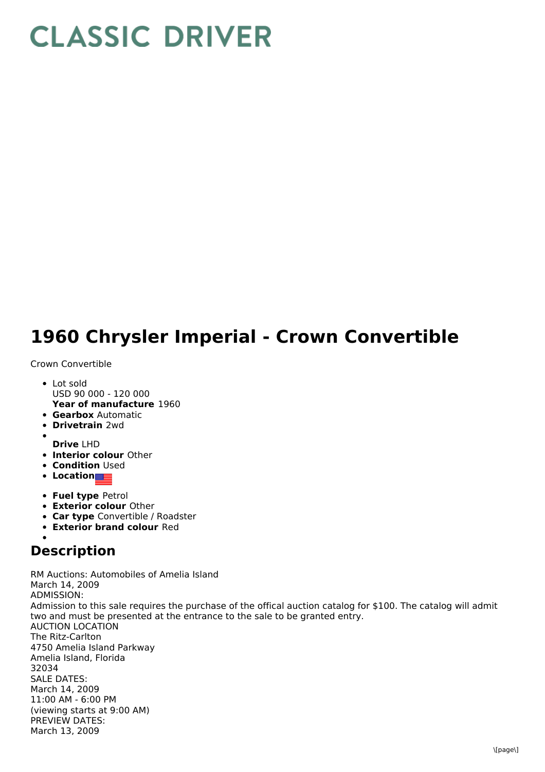# CLASSIC DRIVER

# 1960 Chrysler Imperial - Crown Convertible

Crown Convertible

- Lot sold
  USD 90 000 - 120 000
  **Year of manufacture** 1960
- **Gearbox** Automatic
- **Drivetrain** 2wd
- **Drive** LHD
- **Interior colour** Other
- **Condition** Used
- **Location**
- **Fuel type** Petrol
- **Exterior colour** Other
- **Car type** Convertible / Roadster
- **Exterior brand colour** Red

## Description

RM Auctions: Automobiles of Amelia Island
March 14, 2009
ADMISSION:
Admission to this sale requires the purchase of the offical auction catalog for $100. The catalog will admit two and must be presented at the entrance to the sale to be granted entry.
AUCTION LOCATION
The Ritz-Carlton
4750 Amelia Island Parkway
Amelia Island, Florida
32034
SALE DATES:
March 14, 2009
11:00 AM - 6:00 PM
(viewing starts at 9:00 AM)
PREVIEW DATES:
March 13, 2009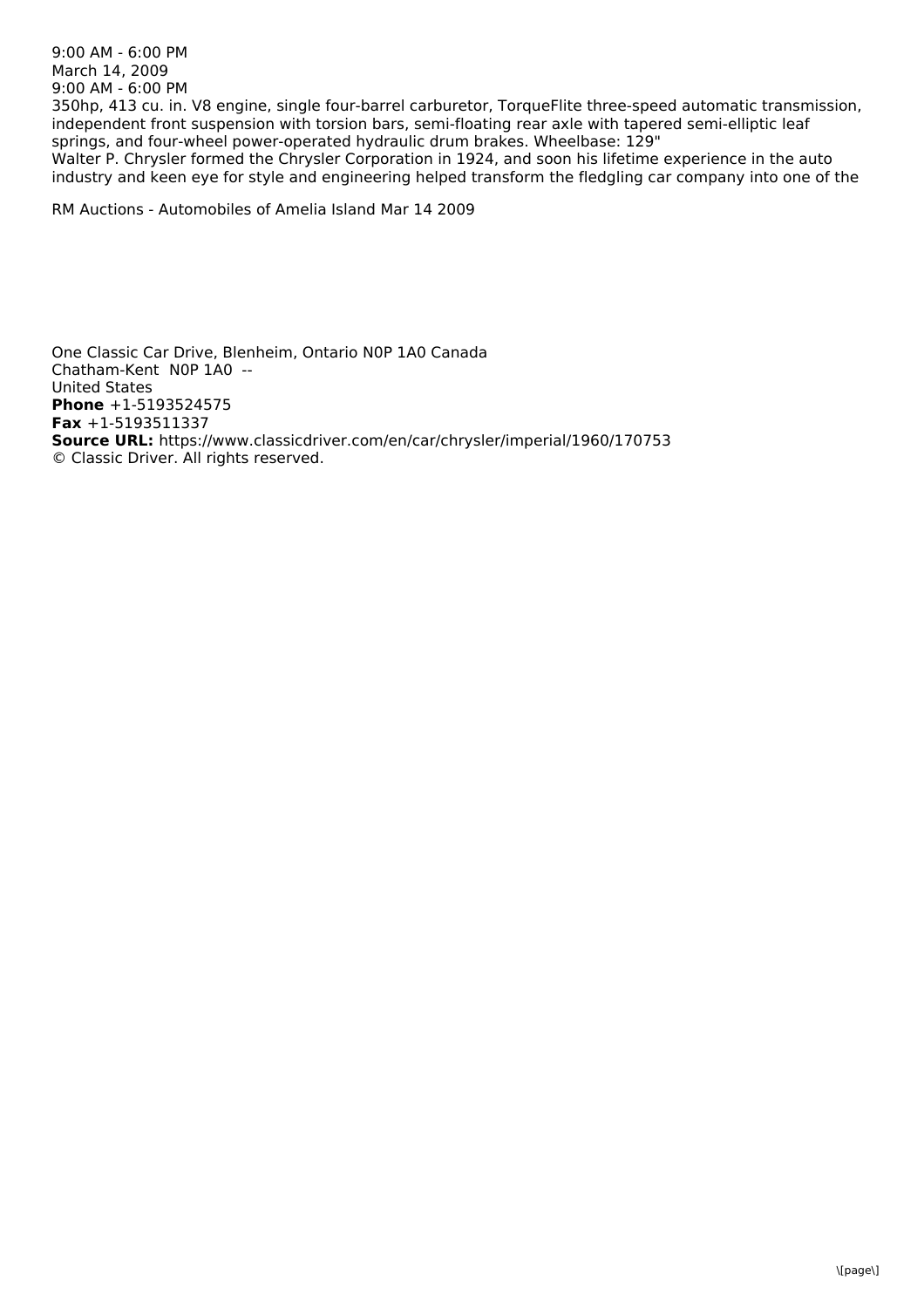9:00 AM - 6:00 PM
March 14, 2009
9:00 AM - 6:00 PM
350hp, 413 cu. in. V8 engine, single four-barrel carburetor, TorqueFlite three-speed automatic transmission, independent front suspension with torsion bars, semi-floating rear axle with tapered semi-elliptic leaf springs, and four-wheel power-operated hydraulic drum brakes. Wheelbase: 129"
Walter P. Chrysler formed the Chrysler Corporation in 1924, and soon his lifetime experience in the auto industry and keen eye for style and engineering helped transform the fledgling car company into one of the

RM Auctions - Automobiles of Amelia Island Mar 14 2009

One Classic Car Drive, Blenheim, Ontario N0P 1A0 Canada
Chatham-Kent  N0P 1A0  --
United States
**Phone** +1-5193524575
**Fax** +1-5193511337
**Source URL:** https://www.classicdriver.com/en/car/chrysler/imperial/1960/170753
© Classic Driver. All rights reserved.